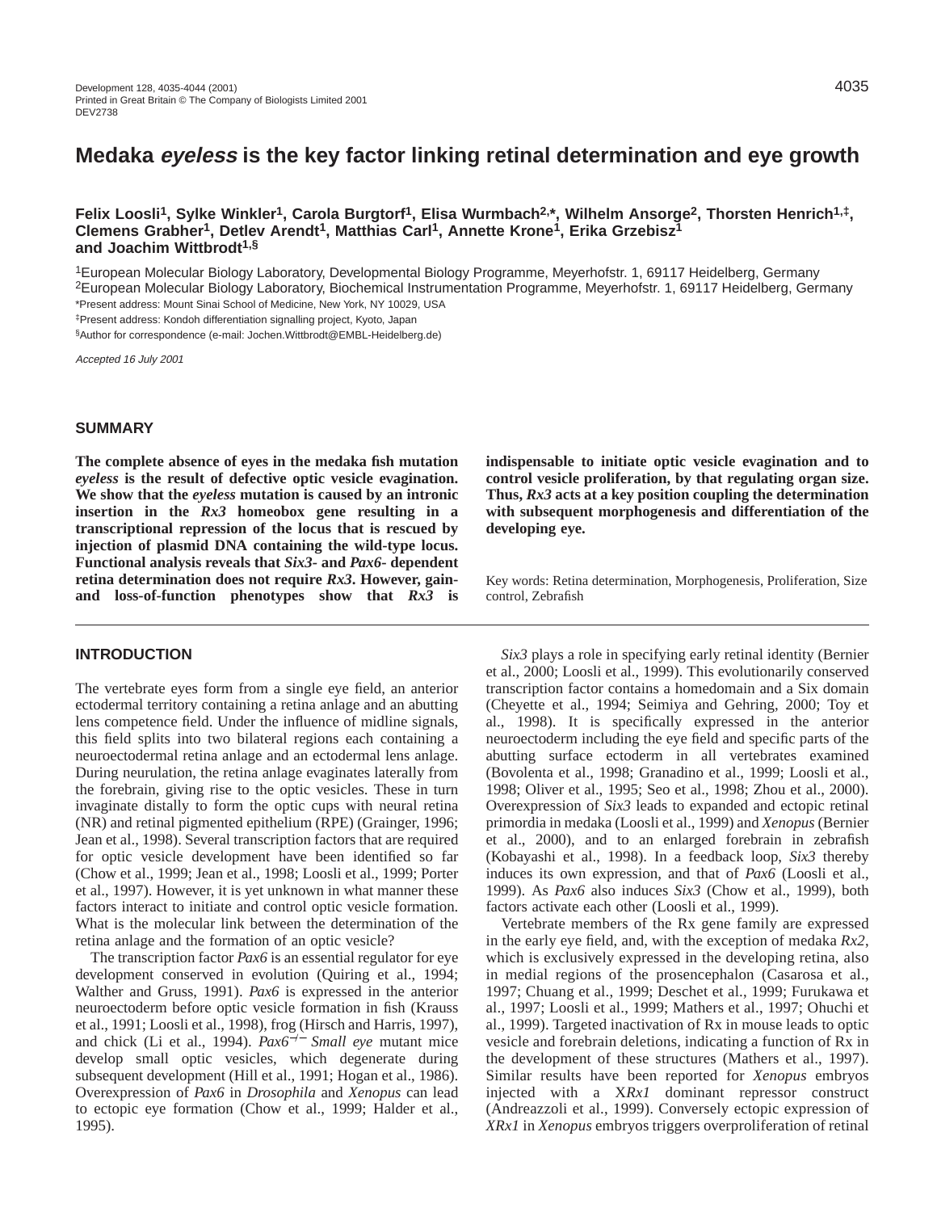# Medaka *eyeless* is the key factor linking retinal determination and eye growth

**Felix Loosli[1], Sylke Winkler[1], Carola Burgtorf[1], Elisa Wurmbach[2,*], Wilhelm Ansorge[2], Thorsten Henrich[1,‡], Clemens Grabher[1], Detlev Arendt[1], Matthias Carl[1], Annette Krone[1], Erika Grzebisz[1] and Joachim Wittbrodt[1,§]**

[1]European Molecular Biology Laboratory, Developmental Biology Programme, Meyerhofstr. 1, 69117 Heidelberg, Germany
[2]European Molecular Biology Laboratory, Biochemical Instrumentation Programme, Meyerhofstr. 1, 69117 Heidelberg, Germany
*Present address: Mount Sinai School of Medicine, New York, NY 10029, USA
‡Present address: Kondoh differentiation signalling project, Kyoto, Japan
§Author for correspondence (e-mail: Jochen.Wittbrodt@EMBL-Heidelberg.de)

*Accepted 16 July 2001*

## SUMMARY

**The complete absence of eyes in the medaka fish mutation *eyeless* is the result of defective optic vesicle evagination. We show that the *eyeless* mutation is caused by an intronic insertion in the *Rx3* homeobox gene resulting in a transcriptional repression of the locus that is rescued by injection of plasmid DNA containing the wild-type locus. Functional analysis reveals that *Six3*- and *Pax6*- dependent retina determination does not require *Rx3*. However, gain- and loss-of-function phenotypes show that *Rx3* is indispensable to initiate optic vesicle evagination and to control vesicle proliferation, by that regulating organ size. Thus, *Rx3* acts at a key position coupling the determination with subsequent morphogenesis and differentiation of the developing eye.**

Key words: Retina determination, Morphogenesis, Proliferation, Size control, Zebrafish

## INTRODUCTION

The vertebrate eyes form from a single eye field, an anterior ectodermal territory containing a retina anlage and an abutting lens competence field. Under the influence of midline signals, this field splits into two bilateral regions each containing a neuroectodermal retina anlage and an ectodermal lens anlage. During neurulation, the retina anlage evaginates laterally from the forebrain, giving rise to the optic vesicles. These in turn invaginate distally to form the optic cups with neural retina (NR) and retinal pigmented epithelium (RPE) (Grainger, 1996; Jean et al., 1998). Several transcription factors that are required for optic vesicle development have been identified so far (Chow et al., 1999; Jean et al., 1998; Loosli et al., 1999; Porter et al., 1997). However, it is yet unknown in what manner these factors interact to initiate and control optic vesicle formation. What is the molecular link between the determination of the retina anlage and the formation of an optic vesicle?

The transcription factor *Pax6* is an essential regulator for eye development conserved in evolution (Quiring et al., 1994; Walther and Gruss, 1991). *Pax6* is expressed in the anterior neuroectoderm before optic vesicle formation in fish (Krauss et al., 1991; Loosli et al., 1998), frog (Hirsch and Harris, 1997), and chick (Li et al., 1994). *Pax6*$^{-/-}$ *Small eye* mutant mice develop small optic vesicles, which degenerate during subsequent development (Hill et al., 1991; Hogan et al., 1986). Overexpression of *Pax6* in *Drosophila* and *Xenopus* can lead to ectopic eye formation (Chow et al., 1999; Halder et al., 1995).

*Six3* plays a role in specifying early retinal identity (Bernier et al., 2000; Loosli et al., 1999). This evolutionarily conserved transcription factor contains a homedomain and a Six domain (Cheyette et al., 1994; Seimiya and Gehring, 2000; Toy et al., 1998). It is specifically expressed in the anterior neuroectoderm including the eye field and specific parts of the abutting surface ectoderm in all vertebrates examined (Bovolenta et al., 1998; Granadino et al., 1999; Loosli et al., 1998; Oliver et al., 1995; Seo et al., 1998; Zhou et al., 2000). Overexpression of *Six3* leads to expanded and ectopic retinal primordia in medaka (Loosli et al., 1999) and *Xenopus* (Bernier et al., 2000), and to an enlarged forebrain in zebrafish (Kobayashi et al., 1998). In a feedback loop, *Six3* thereby induces its own expression, and that of *Pax6* (Loosli et al., 1999). As *Pax6* also induces *Six3* (Chow et al., 1999), both factors activate each other (Loosli et al., 1999).

Vertebrate members of the Rx gene family are expressed in the early eye field, and, with the exception of medaka *Rx2*, which is exclusively expressed in the developing retina, also in medial regions of the prosencephalon (Casarosa et al., 1997; Chuang et al., 1999; Deschet et al., 1999; Furukawa et al., 1997; Loosli et al., 1999; Mathers et al., 1997; Ohuchi et al., 1999). Targeted inactivation of Rx in mouse leads to optic vesicle and forebrain deletions, indicating a function of Rx in the development of these structures (Mathers et al., 1997). Similar results have been reported for *Xenopus* embryos injected with a X*Rx1* dominant repressor construct (Andreazzoli et al., 1999). Conversely ectopic expression of *XRx1* in *Xenopus* embryos triggers overproliferation of retinal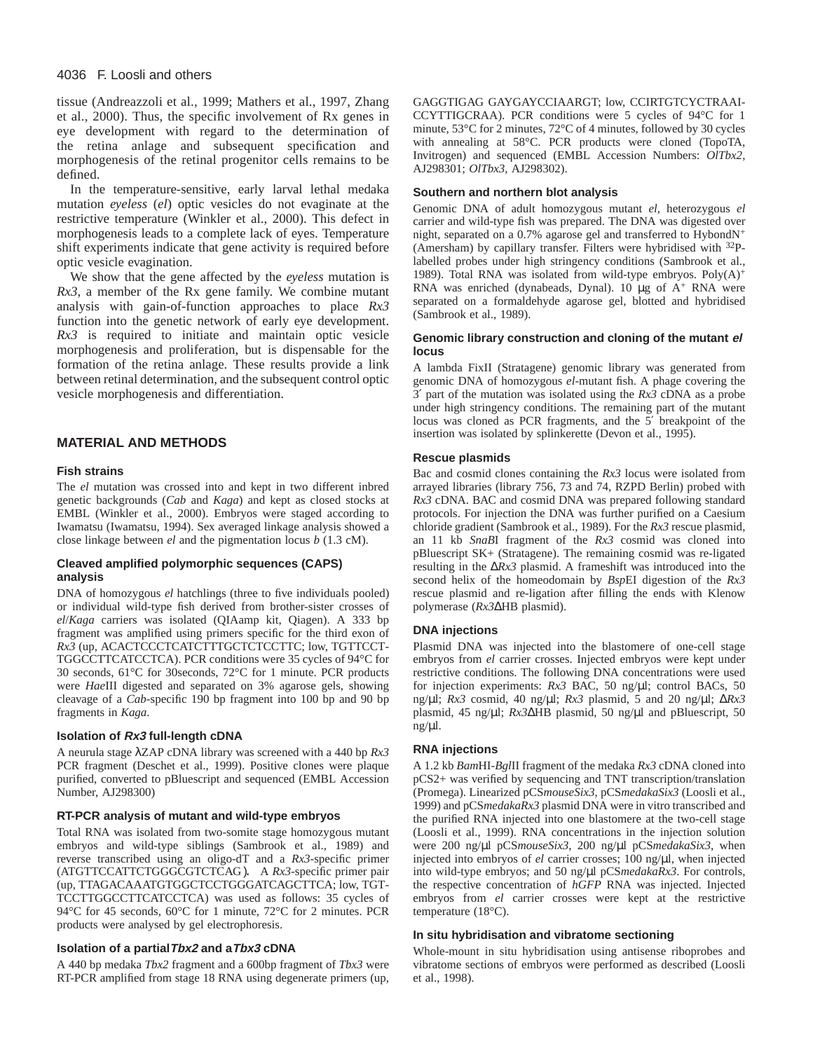tissue (Andreazzoli et al., 1999; Mathers et al., 1997, Zhang et al., 2000). Thus, the specific involvement of Rx genes in eye development with regard to the determination of the retina anlage and subsequent specification and morphogenesis of the retinal progenitor cells remains to be defined.

In the temperature-sensitive, early larval lethal medaka mutation *eyeless* (*el*) optic vesicles do not evaginate at the restrictive temperature (Winkler et al., 2000). This defect in morphogenesis leads to a complete lack of eyes. Temperature shift experiments indicate that gene activity is required before optic vesicle evagination.

We show that the gene affected by the *eyeless* mutation is *Rx3*, a member of the Rx gene family. We combine mutant analysis with gain-of-function approaches to place *Rx3* function into the genetic network of early eye development. *Rx3* is required to initiate and maintain optic vesicle morphogenesis and proliferation, but is dispensable for the formation of the retina anlage. These results provide a link between retinal determination, and the subsequent control optic vesicle morphogenesis and differentiation.

## MATERIAL AND METHODS

### Fish strains

The *el* mutation was crossed into and kept in two different inbred genetic backgrounds (*Cab* and *Kaga*) and kept as closed stocks at EMBL (Winkler et al., 2000). Embryos were staged according to Iwamatsu (Iwamatsu, 1994). Sex averaged linkage analysis showed a close linkage between *el* and the pigmentation locus *b* (1.3 cM).

### Cleaved amplified polymorphic sequences (CAPS) analysis

DNA of homozygous *el* hatchlings (three to five individuals pooled) or individual wild-type fish derived from brother-sister crosses of *el*/*Kaga* carriers was isolated (QIAamp kit, Qiagen). A 333 bp fragment was amplified using primers specific for the third exon of *Rx3* (up, ACACTCCCTCATCTTTGCTCTCCTTC; low, TGTTCCT-TGGCCTTCATCCTCA). PCR conditions were 35 cycles of 94°C for 30 seconds, 61°C for 30seconds, 72°C for 1 minute. PCR products were *Hae*III digested and separated on 3% agarose gels, showing cleavage of a *Cab*-specific 190 bp fragment into 100 bp and 90 bp fragments in *Kaga*.

### Isolation of *Rx3* full-length cDNA

A neurula stage λZAP cDNA library was screened with a 440 bp *Rx3* PCR fragment (Deschet et al., 1999). Positive clones were plaque purified, converted to pBluescript and sequenced (EMBL Accession Number, AJ298300)

### RT-PCR analysis of mutant and wild-type embryos

Total RNA was isolated from two-somite stage homozygous mutant embryos and wild-type siblings (Sambrook et al., 1989) and reverse transcribed using an oligo-dT and a *Rx3*-specific primer (ATGTTCCATTCTGGGCGTCTCAG). A *Rx3*-specific primer pair (up, TTAGACAAATGTGGCTCCTGGGATCAGCTTCA; low, TGT-TCCTTGGCCTTCATCCTCA) was used as follows: 35 cycles of 94°C for 45 seconds, 60°C for 1 minute, 72°C for 2 minutes. PCR products were analysed by gel electrophoresis.

### Isolation of a partial *Tbx2* and a *Tbx3* cDNA

A 440 bp medaka *Tbx2* fragment and a 600bp fragment of *Tbx3* were RT-PCR amplified from stage 18 RNA using degenerate primers (up, GAGGTIGAG GAYGAYCCIAARGT; low, CCIRTGTCYCTRAAI-CCYTTIGCRAA). PCR conditions were 5 cycles of 94°C for 1 minute, 53°C for 2 minutes, 72°C of 4 minutes, followed by 30 cycles with annealing at 58°C. PCR products were cloned (TopoTA, Invitrogen) and sequenced (EMBL Accession Numbers: *OlTbx2*, AJ298301; *OlTbx3*, AJ298302).

### Southern and northern blot analysis

Genomic DNA of adult homozygous mutant *el*, heterozygous *el* carrier and wild-type fish was prepared. The DNA was digested over night, separated on a 0.7% agarose gel and transferred to HybondN$^+$ (Amersham) by capillary transfer. Filters were hybridised with $^{32}$P-labelled probes under high stringency conditions (Sambrook et al., 1989). Total RNA was isolated from wild-type embryos. Poly(A)$^+$ RNA was enriched (dynabeads, Dynal). 10 μg of A$^+$ RNA were separated on a formaldehyde agarose gel, blotted and hybridised (Sambrook et al., 1989).

### Genomic library construction and cloning of the mutant *el* locus

A lambda FixII (Stratagene) genomic library was generated from genomic DNA of homozygous *el*-mutant fish. A phage covering the 3′ part of the mutation was isolated using the *Rx3* cDNA as a probe under high stringency conditions. The remaining part of the mutant locus was cloned as PCR fragments, and the 5′ breakpoint of the insertion was isolated by splinkerette (Devon et al., 1995).

### Rescue plasmids

Bac and cosmid clones containing the *Rx3* locus were isolated from arrayed libraries (library 756, 73 and 74, RZPD Berlin) probed with *Rx3* cDNA. BAC and cosmid DNA was prepared following standard protocols. For injection the DNA was further purified on a Caesium chloride gradient (Sambrook et al., 1989). For the *Rx3* rescue plasmid, an 11 kb *Sna*BI fragment of the *Rx3* cosmid was cloned into pBluescript SK+ (Stratagene). The remaining cosmid was re-ligated resulting in the Δ*Rx3* plasmid. A frameshift was introduced into the second helix of the homeodomain by *Bsp*EI digestion of the *Rx3* rescue plasmid and re-ligation after filling the ends with Klenow polymerase (*Rx3*ΔHB plasmid).

### DNA injections

Plasmid DNA was injected into the blastomere of one-cell stage embryos from *el* carrier crosses. Injected embryos were kept under restrictive conditions. The following DNA concentrations were used for injection experiments: *Rx3* BAC, 50 ng/μl; control BACs, 50 ng/μl; *Rx3* cosmid, 40 ng/μl; *Rx3* plasmid, 5 and 20 ng/μl; Δ*Rx3* plasmid, 45 ng/μl; *Rx3*ΔHB plasmid, 50 ng/μl and pBluescript, 50 ng/μl.

### RNA injections

A 1.2 kb *Bam*HI-*Bgl*II fragment of the medaka *Rx3* cDNA cloned into pCS2+ was verified by sequencing and TNT transcription/translation (Promega). Linearized pCS*mouseSix3*, pCS*medakaSix3* (Loosli et al., 1999) and pCS*medakaRx3* plasmid DNA were in vitro transcribed and the purified RNA injected into one blastomere at the two-cell stage (Loosli et al., 1999). RNA concentrations in the injection solution were 200 ng/μl pCS*mouseSix3*, 200 ng/μl pCS*medakaSix3*, when injected into embryos of *el* carrier crosses; 100 ng/μl, when injected into wild-type embryos; and 50 ng/μl pCS*medakaRx3*. For controls, the respective concentration of *hGFP* RNA was injected. Injected embryos from *el* carrier crosses were kept at the restrictive temperature (18°C).

### In situ hybridisation and vibratome sectioning

Whole-mount in situ hybridisation using antisense riboprobes and vibratome sections of embryos were performed as described (Loosli et al., 1998).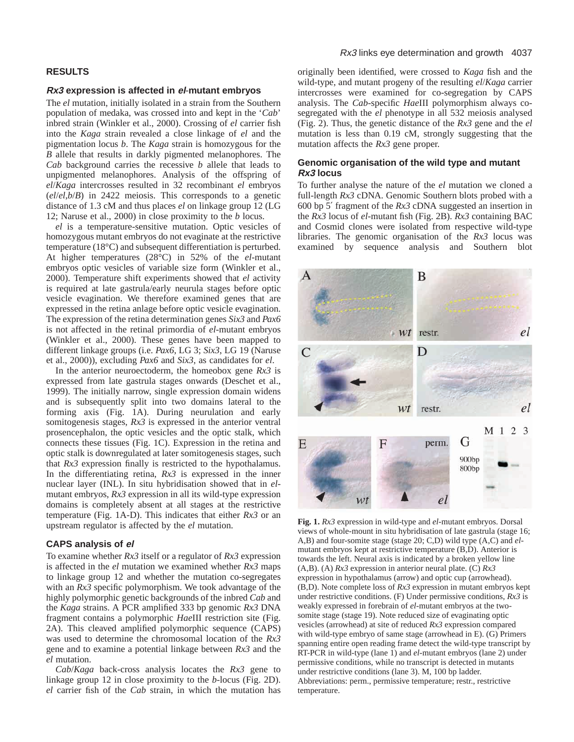## RESULTS

### *Rx3* expression is affected in *el*-mutant embryos

The *el* mutation, initially isolated in a strain from the Southern population of medaka, was crossed into and kept in the '*Cab*' inbred strain (Winkler et al., 2000). Crossing of *el* carrier fish into the *Kaga* strain revealed a close linkage of *el* and the pigmentation locus *b*. The *Kaga* strain is homozygous for the *B* allele that results in darkly pigmented melanophores. The *Cab* background carries the recessive *b* allele that leads to unpigmented melanophores. Analysis of the offspring of *el*/*Kaga* intercrosses resulted in 32 recombinant *el* embryos (*el*/*el*,*b*/*B*) in 2422 meiosis. This corresponds to a genetic distance of 1.3 cM and thus places *el* on linkage group 12 (LG 12; Naruse et al., 2000) in close proximity to the *b* locus.

*el* is a temperature-sensitive mutation. Optic vesicles of homozygous mutant embryos do not evaginate at the restrictive temperature (18°C) and subsequent differentiation is perturbed. At higher temperatures (28°C) in 52% of the *el*-mutant embryos optic vesicles of variable size form (Winkler et al., 2000). Temperature shift experiments showed that *el* activity is required at late gastrula/early neurula stages before optic vesicle evagination. We therefore examined genes that are expressed in the retina anlage before optic vesicle evagination. The expression of the retina determination genes *Six3* and *Pax6* is not affected in the retinal primordia of *el*-mutant embryos (Winkler et al., 2000). These genes have been mapped to different linkage groups (i.e. *Pax6*, LG 3; *Six3*, LG 19 (Naruse et al., 2000)), excluding *Pax6* and *Six3*, as candidates for *el*.

In the anterior neuroectoderm, the homeobox gene *Rx3* is expressed from late gastrula stages onwards (Deschet et al., 1999). The initially narrow, single expression domain widens and is subsequently split into two domains lateral to the forming axis (Fig. 1A). During neurulation and early somitogenesis stages, *Rx3* is expressed in the anterior ventral prosencephalon, the optic vesicles and the optic stalk, which connects these tissues (Fig. 1C). Expression in the retina and optic stalk is downregulated at later somitogenesis stages, such that *Rx3* expression finally is restricted to the hypothalamus. In the differentiating retina, *Rx3* is expressed in the inner nuclear layer (INL). In situ hybridisation showed that in *el*-mutant embryos, *Rx3* expression in all its wild-type expression domains is completely absent at all stages at the restrictive temperature (Fig. 1A-D). This indicates that either *Rx3* or an upstream regulator is affected by the *el* mutation.

### CAPS analysis of *el*

To examine whether *Rx3* itself or a regulator of *Rx3* expression is affected in the *el* mutation we examined whether *Rx3* maps to linkage group 12 and whether the mutation co-segregates with an *Rx3* specific polymorphism. We took advantage of the highly polymorphic genetic backgrounds of the inbred *Cab* and the *Kaga* strains. A PCR amplified 333 bp genomic *Rx3* DNA fragment contains a polymorphic *Hae*III restriction site (Fig. 2A). This cleaved amplified polymorphic sequence (CAPS) was used to determine the chromosomal location of the *Rx3* gene and to examine a potential linkage between *Rx3* and the *el* mutation.

*Cab*/*Kaga* back-cross analysis locates the *Rx3* gene to linkage group 12 in close proximity to the *b*-locus (Fig. 2D). *el* carrier fish of the *Cab* strain, in which the mutation has originally been identified, were crossed to *Kaga* fish and the wild-type, and mutant progeny of the resulting *el*/*Kaga* carrier intercrosses were examined for co-segregation by CAPS analysis. The *Cab*-specific *Hae*III polymorphism always co-segregated with the *el* phenotype in all 532 meiosis analysed (Fig. 2). Thus, the genetic distance of the *Rx3* gene and the *el* mutation is less than 0.19 cM, strongly suggesting that the mutation affects the *Rx3* gene proper.

### Genomic organisation of the wild type and mutant *Rx3* locus

To further analyse the nature of the *el* mutation we cloned a full-length *Rx3* cDNA. Genomic Southern blots probed with a 600 bp 5′ fragment of the *Rx3* cDNA suggested an insertion in the *Rx3* locus of *el*-mutant fish (Fig. 2B). *Rx3* containing BAC and Cosmid clones were isolated from respective wild-type libraries. The genomic organisation of the *Rx3* locus was examined by sequence analysis and Southern blot

**Fig. 1.** *Rx3* expression in wild-type and *el*-mutant embryos. Dorsal views of whole-mount in situ hybridisation of late gastrula (stage 16; A,B) and four-somite stage (stage 20; C,D) wild type (A,C) and *el*-mutant embryos kept at restrictive temperature (B,D). Anterior is towards the left. Neural axis is indicated by a broken yellow line (A,B). (A) *Rx3* expression in anterior neural plate. (C) *Rx3* expression in hypothalamus (arrow) and optic cup (arrowhead). (B,D). Note complete loss of *Rx3* expression in mutant embryos kept under restrictive conditions. (F) Under permissive conditions, *Rx3* is weakly expressed in forebrain of *el*-mutant embryos at the two-somite stage (stage 19). Note reduced size of evaginating optic vesicles (arrowhead) at site of reduced *Rx3* expression compared with wild-type embryo of same stage (arrowhead in E). (G) Primers spanning entire open reading frame detect the wild-type transcript by RT-PCR in wild-type (lane 1) and *el*-mutant embryos (lane 2) under permissive conditions, while no transcript is detected in mutants under restrictive conditions (lane 3). M, 100 bp ladder. Abbreviations: perm., permissive temperature; restr., restrictive temperature.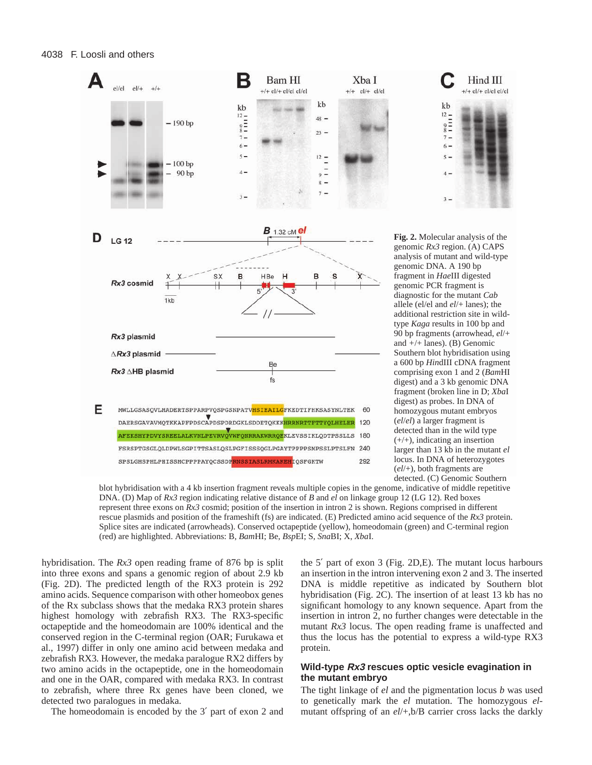**Fig. 2.** Molecular analysis of the genomic *Rx3* region. (A) CAPS analysis of mutant and wild-type genomic DNA. A 190 bp fragment in *Hae*III digested genomic PCR fragment is diagnostic for the mutant *Cab* allele (el/el and *el*/+ lanes); the additional restriction site in wild-type *Kaga* results in 100 bp and 90 bp fragments (arrowhead, *el*/+ and +/+ lanes). (B) Genomic Southern blot hybridisation using a 600 bp *Hin*dIII cDNA fragment comprising exon 1 and 2 (*Bam*HI digest) and a 3 kb genomic DNA fragment (broken line in D; *Xba*I digest) as probes. In DNA of homozygous mutant embryos (*el*/*el*) a larger fragment is detected than in the wild type (+/+), indicating an insertion larger than 13 kb in the mutant *el* locus. In DNA of heterozygotes (*el*/+), both fragments are detected. (C) Genomic Southern blot hybridisation with a 4 kb insertion fragment reveals multiple copies in the genome, indicative of middle repetitive DNA. (D) Map of *Rx3* region indicating relative distance of *B* and *el* on linkage group 12 (LG 12). Red boxes represent three exons on *Rx3* cosmid; position of the insertion in intron 2 is shown. Regions comprised in different rescue plasmids and position of the frameshift (fs) are indicated. (E) Predicted amino acid sequence of the *Rx3* protein. Splice sites are indicated (arrowheads). Conserved octapeptide (yellow), homeodomain (green) and C-terminal region (red) are highlighted. Abbreviations: B, *Bam*HI; Be, *Bsp*EI; S, *Sna*BI; X, *Xba*I.

hybridisation. The *Rx3* open reading frame of 876 bp is split into three exons and spans a genomic region of about 2.9 kb (Fig. 2D). The predicted length of the RX3 protein is 292 amino acids. Sequence comparison with other homeobox genes of the Rx subclass shows that the medaka RX3 protein shares highest homology with zebrafish RX3. The RX3-specific octapeptide and the homeodomain are 100% identical and the conserved region in the C-terminal region (OAR; Furukawa et al., 1997) differ in only one amino acid between medaka and zebrafish RX3. However, the medaka paralogue RX2 differs by two amino acids in the octapeptide, one in the homeodomain and one in the OAR, compared with medaka RX3. In contrast to zebrafish, where three Rx genes have been cloned, we detected two paralogues in medaka.

The homeodomain is encoded by the 3′ part of exon 2 and the 5′ part of exon 3 (Fig. 2D,E). The mutant locus harbours an insertion in the intron intervening exon 2 and 3. The inserted DNA is middle repetitive as indicated by Southern blot hybridisation (Fig. 2C). The insertion of at least 13 kb has no significant homology to any known sequence. Apart from the insertion in intron 2, no further changes were detectable in the mutant *Rx3* locus. The open reading frame is unaffected and thus the locus has the potential to express a wild-type RX3 protein.

## Wild-type *Rx3* rescues optic vesicle evagination in the mutant embryo

The tight linkage of *el* and the pigmentation locus *b* was used to genetically mark the *el* mutation. The homozygous *el*-mutant offspring of an *el*/+,b/B carrier cross lacks the darkly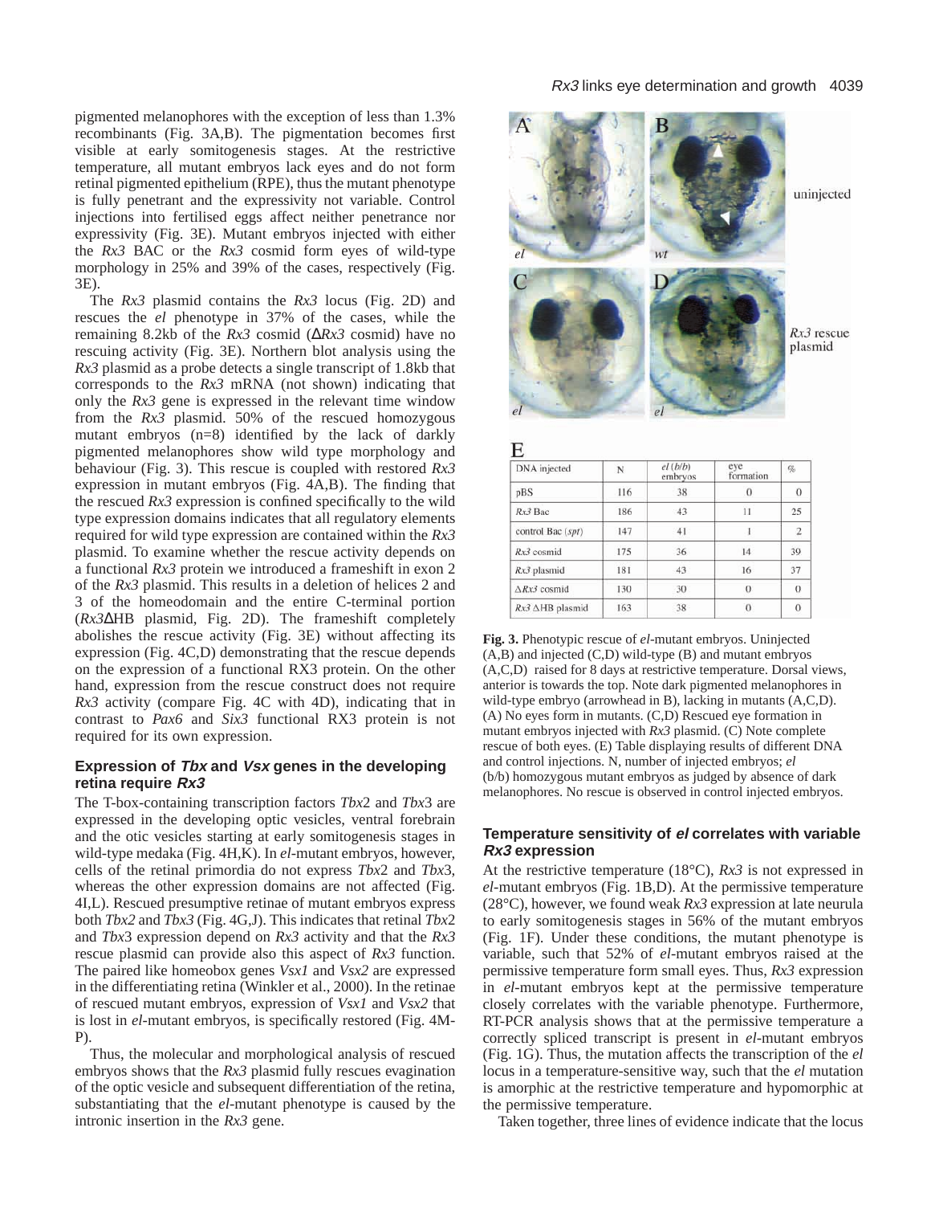pigmented melanophores with the exception of less than 1.3% recombinants (Fig. 3A,B). The pigmentation becomes first visible at early somitogenesis stages. At the restrictive temperature, all mutant embryos lack eyes and do not form retinal pigmented epithelium (RPE), thus the mutant phenotype is fully penetrant and the expressivity not variable. Control injections into fertilised eggs affect neither penetrance nor expressivity (Fig. 3E). Mutant embryos injected with either the *Rx3* BAC or the *Rx3* cosmid form eyes of wild-type morphology in 25% and 39% of the cases, respectively (Fig. 3E).

The *Rx3* plasmid contains the *Rx3* locus (Fig. 2D) and rescues the *el* phenotype in 37% of the cases, while the remaining 8.2kb of the *Rx3* cosmid (Δ*Rx3* cosmid) have no rescuing activity (Fig. 3E). Northern blot analysis using the *Rx3* plasmid as a probe detects a single transcript of 1.8kb that corresponds to the *Rx3* mRNA (not shown) indicating that only the *Rx3* gene is expressed in the relevant time window from the *Rx3* plasmid. 50% of the rescued homozygous mutant embryos (n=8) identified by the lack of darkly pigmented melanophores show wild type morphology and behaviour (Fig. 3). This rescue is coupled with restored *Rx3* expression in mutant embryos (Fig. 4A,B). The finding that the rescued *Rx3* expression is confined specifically to the wild type expression domains indicates that all regulatory elements required for wild type expression are contained within the *Rx3* plasmid. To examine whether the rescue activity depends on a functional *Rx3* protein we introduced a frameshift in exon 2 of the *Rx3* plasmid. This results in a deletion of helices 2 and 3 of the homeodomain and the entire C-terminal portion (*Rx3*ΔHB plasmid, Fig. 2D). The frameshift completely abolishes the rescue activity (Fig. 3E) without affecting its expression (Fig. 4C,D) demonstrating that the rescue depends on the expression of a functional RX3 protein. On the other hand, expression from the rescue construct does not require *Rx3* activity (compare Fig. 4C with 4D), indicating that in contrast to *Pax6* and *Six3* functional RX3 protein is not required for its own expression.

### Expression of *Tbx* and *Vsx* genes in the developing retina require *Rx3*

The T-box-containing transcription factors *Tbx*2 and *Tbx*3 are expressed in the developing optic vesicles, ventral forebrain and the otic vesicles starting at early somitogenesis stages in wild-type medaka (Fig. 4H,K). In *el*-mutant embryos, however, cells of the retinal primordia do not express *Tbx*2 and *Tbx*3, whereas the other expression domains are not affected (Fig. 4I,L). Rescued presumptive retinae of mutant embryos express both *Tbx2* and *Tbx3* (Fig. 4G,J). This indicates that retinal *Tbx*2 and *Tbx*3 expression depend on *Rx3* activity and that the *Rx3* rescue plasmid can provide also this aspect of *Rx3* function. The paired like homeobox genes *Vsx1* and *Vsx2* are expressed in the differentiating retina (Winkler et al., 2000). In the retinae of rescued mutant embryos, expression of *Vsx1* and *Vsx2* that is lost in *el*-mutant embryos, is specifically restored (Fig. 4M-P).

Thus, the molecular and morphological analysis of rescued embryos shows that the *Rx3* plasmid fully rescues evagination of the optic vesicle and subsequent differentiation of the retina, substantiating that the *el*-mutant phenotype is caused by the intronic insertion in the *Rx3* gene.

| DNA injected | N | *el* (*b/b*) embryos | eye formation | % |
|---|---|---|---|---|
| pBS | 116 | 38 | 0 | 0 |
| *Rx3* Bac | 186 | 43 | 11 | 25 |
| control Bac (*spt*) | 147 | 41 | 1 | 2 |
| *Rx3* cosmid | 175 | 36 | 14 | 39 |
| *Rx3* plasmid | 181 | 43 | 16 | 37 |
| Δ*Rx3* cosmid | 130 | 30 | 0 | 0 |
| *Rx3* ΔHB plasmid | 163 | 38 | 0 | 0 |

**Fig. 3.** Phenotypic rescue of *el*-mutant embryos. Uninjected (A,B) and injected (C,D) wild-type (B) and mutant embryos (A,C,D) raised for 8 days at restrictive temperature. Dorsal views, anterior is towards the top. Note dark pigmented melanophores in wild-type embryo (arrowhead in B), lacking in mutants (A,C,D). (A) No eyes form in mutants. (C,D) Rescued eye formation in mutant embryos injected with *Rx3* plasmid. (C) Note complete rescue of both eyes. (E) Table displaying results of different DNA and control injections. N, number of injected embryos; *el* (b/b) homozygous mutant embryos as judged by absence of dark melanophores. No rescue is observed in control injected embryos.

### Temperature sensitivity of *el* correlates with variable *Rx3* expression

At the restrictive temperature (18°C), *Rx3* is not expressed in *el*-mutant embryos (Fig. 1B,D). At the permissive temperature (28°C), however, we found weak *Rx3* expression at late neurula to early somitogenesis stages in 56% of the mutant embryos (Fig. 1F). Under these conditions, the mutant phenotype is variable, such that 52% of *el*-mutant embryos raised at the permissive temperature form small eyes. Thus, *Rx3* expression in *el*-mutant embryos kept at the permissive temperature closely correlates with the variable phenotype. Furthermore, RT-PCR analysis shows that at the permissive temperature a correctly spliced transcript is present in *el*-mutant embryos (Fig. 1G). Thus, the mutation affects the transcription of the *el* locus in a temperature-sensitive way, such that the *el* mutation is amorphic at the restrictive temperature and hypomorphic at the permissive temperature.

Taken together, three lines of evidence indicate that the locus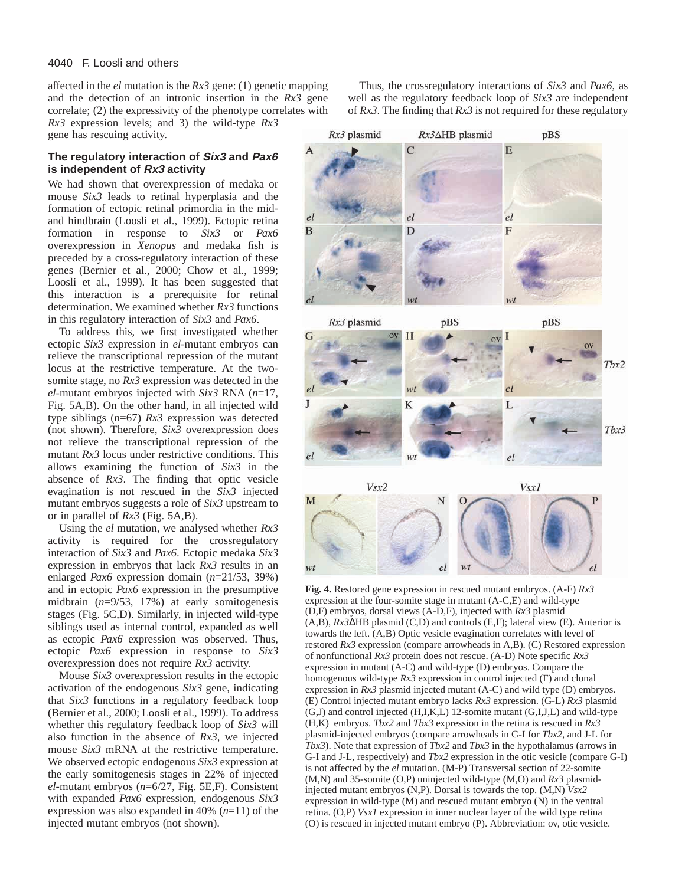affected in the *el* mutation is the *Rx3* gene: (1) genetic mapping and the detection of an intronic insertion in the *Rx3* gene correlate; (2) the expressivity of the phenotype correlates with *Rx3* expression levels; and 3) the wild-type *Rx3* gene has rescuing activity.

### The regulatory interaction of *Six3* and *Pax6* is independent of *Rx3* activity

We had shown that overexpression of medaka or mouse *Six3* leads to retinal hyperplasia and the formation of ectopic retinal primordia in the mid- and hindbrain (Loosli et al., 1999). Ectopic retina formation in response to *Six3* or *Pax6* overexpression in *Xenopus* and medaka fish is preceded by a cross-regulatory interaction of these genes (Bernier et al., 2000; Chow et al., 1999; Loosli et al., 1999). It has been suggested that this interaction is a prerequisite for retinal determination. We examined whether *Rx3* functions in this regulatory interaction of *Six3* and *Pax6*.

To address this, we first investigated whether ectopic *Six3* expression in *el*-mutant embryos can relieve the transcriptional repression of the mutant locus at the restrictive temperature. At the two-somite stage, no *Rx3* expression was detected in the *el*-mutant embryos injected with *Six3* RNA (*n*=17, Fig. 5A,B). On the other hand, in all injected wild type siblings (n=67) *Rx3* expression was detected (not shown). Therefore, *Six3* overexpression does not relieve the transcriptional repression of the mutant *Rx3* locus under restrictive conditions. This allows examining the function of *Six3* in the absence of *Rx3*. The finding that optic vesicle evagination is not rescued in the *Six3* injected mutant embryos suggests a role of *Six3* upstream to or in parallel of *Rx3* (Fig. 5A,B).

Using the *el* mutation, we analysed whether *Rx3* activity is required for the crossregulatory interaction of *Six3* and *Pax6*. Ectopic medaka *Six3* expression in embryos that lack *Rx3* results in an enlarged *Pax6* expression domain (*n*=21/53, 39%) and in ectopic *Pax6* expression in the presumptive midbrain (*n*=9/53, 17%) at early somitogenesis stages (Fig. 5C,D). Similarly, in injected wild-type siblings used as internal control, expanded as well as ectopic *Pax6* expression was observed. Thus, ectopic *Pax6* expression in response to *Six3* overexpression does not require *Rx3* activity.

Mouse *Six3* overexpression results in the ectopic activation of the endogenous *Six3* gene, indicating that *Six3* functions in a regulatory feedback loop (Bernier et al., 2000; Loosli et al., 1999). To address whether this regulatory feedback loop of *Six3* will also function in the absence of *Rx3*, we injected mouse *Six3* mRNA at the restrictive temperature. We observed ectopic endogenous *Six3* expression at the early somitogenesis stages in 22% of injected *el*-mutant embryos (*n*=6/27, Fig. 5E,F). Consistent with expanded *Pax6* expression, endogenous *Six3* expression was also expanded in 40% (*n*=11) of the injected mutant embryos (not shown).

Thus, the crossregulatory interactions of *Six3* and *Pax6*, as well as the regulatory feedback loop of *Six3* are independent of *Rx3*. The finding that *Rx3* is not required for these regulatory

**Fig. 4.** Restored gene expression in rescued mutant embryos. (A-F) *Rx3* expression at the four-somite stage in mutant (A-C,E) and wild-type (D,F) embryos, dorsal views (A-D,F), injected with *Rx3* plasmid (A,B), *Rx3*ΔHB plasmid (C,D) and controls (E,F); lateral view (E). Anterior is towards the left. (A,B) Optic vesicle evagination correlates with level of restored *Rx3* expression (compare arrowheads in A,B). (C) Restored expression of nonfunctional *Rx3* protein does not rescue. (A-D) Note specific *Rx3* expression in mutant (A-C) and wild-type (D) embryos. Compare the homogenous wild-type *Rx3* expression in control injected (F) and clonal expression in *Rx3* plasmid injected mutant (A-C) and wild type (D) embryos. (E) Control injected mutant embryo lacks *Rx3* expression. (G-L) *Rx3* plasmid (G,J) and control injected (H,I,K,L) 12-somite mutant (G,I,J,L) and wild-type (H,K) embryos. *Tbx2* and *Tbx3* expression in the retina is rescued in *Rx3* plasmid-injected embryos (compare arrowheads in G-I for *Tbx2*, and J-L for *Tbx3*). Note that expression of *Tbx2* and *Tbx3* in the hypothalamus (arrows in G-I and J-L, respectively) and *Tbx2* expression in the otic vesicle (compare G-I) is not affected by the *el* mutation. (M-P) Transversal section of 22-somite (M,N) and 35-somite (O,P) uninjected wild-type (M,O) and *Rx3* plasmid-injected mutant embryos (N,P). Dorsal is towards the top. (M,N) *Vsx2* expression in wild-type (M) and rescued mutant embryo (N) in the ventral retina. (O,P) *Vsx1* expression in inner nuclear layer of the wild type retina (O) is rescued in injected mutant embryo (P). Abbreviation: ov, otic vesicle.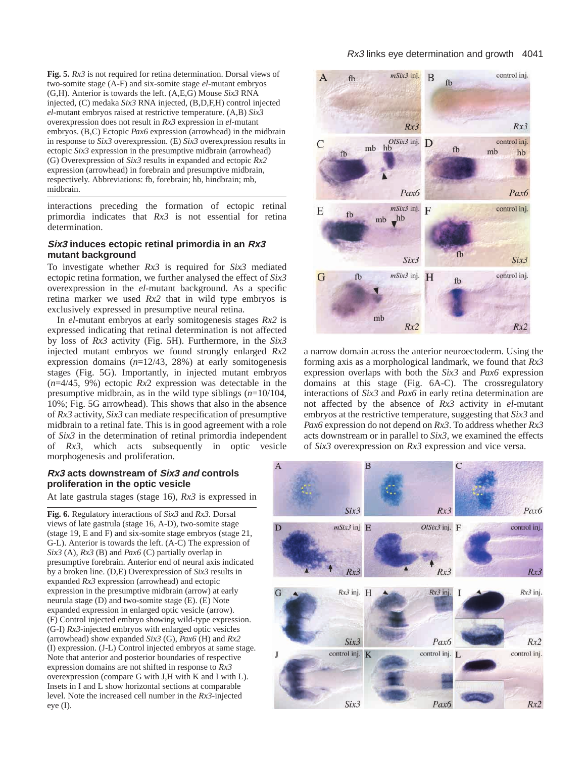**Fig. 5.** *Rx3* is not required for retina determination. Dorsal views of two-somite stage (A-F) and six-somite stage *el*-mutant embryos (G,H). Anterior is towards the left. (A,E,G) Mouse *Six3* RNA injected, (C) medaka *Six3* RNA injected, (B,D,F,H) control injected *el*-mutant embryos raised at restrictive temperature. (A,B) *Six3* overexpression does not result in *Rx3* expression in *el*-mutant embryos. (B,C) Ectopic *Pax6* expression (arrowhead) in the midbrain in response to *Six3* overexpression. (E) *Six3* overexpression results in ectopic *Six3* expression in the presumptive midbrain (arrowhead) (G) Overexpression of *Six3* results in expanded and ectopic *Rx2* expression (arrowhead) in forebrain and presumptive midbrain, respectively. Abbreviations: fb, forebrain; hb, hindbrain; mb, midbrain.

interactions preceding the formation of ectopic retinal primordia indicates that *Rx3* is not essential for retina determination.

### *Six3* induces ectopic retinal primordia in an *Rx3* mutant background

To investigate whether *Rx3* is required for *Six3* mediated ectopic retina formation, we further analysed the effect of *Six3* overexpression in the *el*-mutant background. As a specific retina marker we used *Rx2* that in wild type embryos is exclusively expressed in presumptive neural retina.

In *el*-mutant embryos at early somitogenesis stages *Rx2* is expressed indicating that retinal determination is not affected by loss of *Rx3* activity (Fig. 5H). Furthermore, in the *Six3* injected mutant embryos we found strongly enlarged *Rx*2 expression domains (*n*=12/43, 28%) at early somitogenesis stages (Fig. 5G). Importantly, in injected mutant embryos (*n*=4/45, 9%) ectopic *Rx*2 expression was detectable in the presumptive midbrain, as in the wild type siblings (*n*=10/104, 10%; Fig. 5G arrowhead). This shows that also in the absence of *Rx3* activity, *Six3* can mediate respecification of presumptive midbrain to a retinal fate. This is in good agreement with a role of *Six3* in the determination of retinal primordia independent of *Rx3*, which acts subsequently in optic vesicle morphogenesis and proliferation.

### *Rx3* acts downstream of *Six3 and* controls proliferation in the optic vesicle

At late gastrula stages (stage 16), *Rx3* is expressed in a narrow domain across the anterior neuroectoderm. Using the forming axis as a morphological landmark, we found that *Rx3* expression overlaps with both the *Six3* and *Pax6* expression domains at this stage (Fig. 6A-C). The crossregulatory interactions of *Six3* and *Pax6* in early retina determination are not affected by the absence of *Rx3* activity in *el*-mutant embryos at the restrictive temperature, suggesting that *Six3* and *Pax6* expression do not depend on *Rx3*. To address whether *Rx3* acts downstream or in parallel to *Six3*, we examined the effects of *Six3* overexpression on *Rx3* expression and vice versa.

**Fig. 6.** Regulatory interactions of *Six3* and *Rx3.* Dorsal views of late gastrula (stage 16, A-D), two-somite stage (stage 19, E and F) and six-somite stage embryos (stage 21, G-L). Anterior is towards the left. (A-C) The expression of *Six3* (A), *Rx3* (B) and *Pax6* (C) partially overlap in presumptive forebrain. Anterior end of neural axis indicated by a broken line. (D,E) Overexpression of *Six3* results in expanded *Rx3* expression (arrowhead) and ectopic expression in the presumptive midbrain (arrow) at early neurula stage (D) and two-somite stage (E). (E) Note expanded expression in enlarged optic vesicle (arrow). (F) Control injected embryo showing wild-type expression. (G-I) *Rx3*-injected embryos with enlarged optic vesicles (arrowhead) show expanded *Six3* (G), *Pax6* (H) and *Rx2* (I) expression. (J-L) Control injected embryos at same stage. Note that anterior and posterior boundaries of respective expression domains are not shifted in response to *Rx3* overexpression (compare G with J,H with K and I with L). Insets in I and L show horizontal sections at comparable level. Note the increased cell number in the *Rx3*-injected eye (I).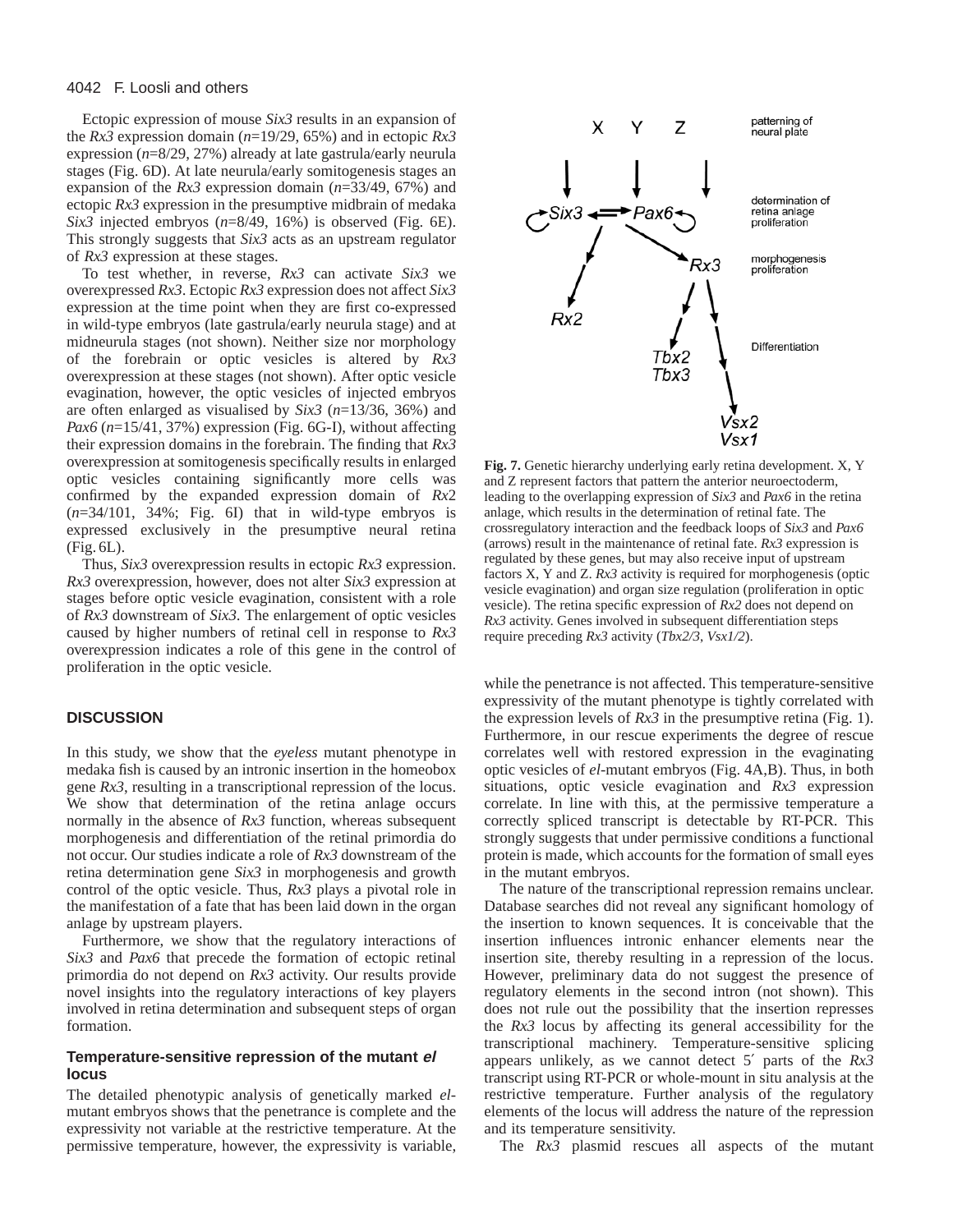Ectopic expression of mouse *Six3* results in an expansion of the *Rx3* expression domain (*n*=19/29, 65%) and in ectopic *Rx3* expression (*n*=8/29, 27%) already at late gastrula/early neurula stages (Fig. 6D). At late neurula/early somitogenesis stages an expansion of the *Rx3* expression domain (*n*=33/49, 67%) and ectopic *Rx3* expression in the presumptive midbrain of medaka *Six3* injected embryos (*n*=8/49, 16%) is observed (Fig. 6E). This strongly suggests that *Six3* acts as an upstream regulator of *Rx3* expression at these stages.

To test whether, in reverse, *Rx3* can activate *Six3* we overexpressed *Rx3*. Ectopic *Rx3* expression does not affect *Six3* expression at the time point when they are first co-expressed in wild-type embryos (late gastrula/early neurula stage) and at midneurula stages (not shown). Neither size nor morphology of the forebrain or optic vesicles is altered by *Rx3* overexpression at these stages (not shown). After optic vesicle evagination, however, the optic vesicles of injected embryos are often enlarged as visualised by *Six3* (*n*=13/36, 36%) and *Pax6* (*n*=15/41, 37%) expression (Fig. 6G-I), without affecting their expression domains in the forebrain. The finding that *Rx3* overexpression at somitogenesis specifically results in enlarged optic vesicles containing significantly more cells was confirmed by the expanded expression domain of *Rx*2 (*n*=34/101, 34%; Fig. 6I) that in wild-type embryos is expressed exclusively in the presumptive neural retina (Fig. 6L).

Thus, *Six3* overexpression results in ectopic *Rx3* expression. *Rx3* overexpression, however, does not alter *Six3* expression at stages before optic vesicle evagination, consistent with a role of *Rx3* downstream of *Six3*. The enlargement of optic vesicles caused by higher numbers of retinal cell in response to *Rx3* overexpression indicates a role of this gene in the control of proliferation in the optic vesicle.

## DISCUSSION

In this study, we show that the *eyeless* mutant phenotype in medaka fish is caused by an intronic insertion in the homeobox gene *Rx3*, resulting in a transcriptional repression of the locus. We show that determination of the retina anlage occurs normally in the absence of *Rx3* function, whereas subsequent morphogenesis and differentiation of the retinal primordia do not occur. Our studies indicate a role of *Rx3* downstream of the retina determination gene *Six3* in morphogenesis and growth control of the optic vesicle. Thus, *Rx3* plays a pivotal role in the manifestation of a fate that has been laid down in the organ anlage by upstream players.

Furthermore, we show that the regulatory interactions of *Six3* and *Pax6* that precede the formation of ectopic retinal primordia do not depend on *Rx3* activity. Our results provide novel insights into the regulatory interactions of key players involved in retina determination and subsequent steps of organ formation.

### Temperature-sensitive repression of the mutant *el* locus

The detailed phenotypic analysis of genetically marked *el*-mutant embryos shows that the penetrance is complete and the expressivity not variable at the restrictive temperature. At the permissive temperature, however, the expressivity is variable, while the penetrance is not affected. This temperature-sensitive expressivity of the mutant phenotype is tightly correlated with the expression levels of *Rx3* in the presumptive retina (Fig. 1). Furthermore, in our rescue experiments the degree of rescue correlates well with restored expression in the evaginating optic vesicles of *el*-mutant embryos (Fig. 4A,B). Thus, in both situations, optic vesicle evagination and *Rx3* expression correlate. In line with this, at the permissive temperature a correctly spliced transcript is detectable by RT-PCR. This strongly suggests that under permissive conditions a functional protein is made, which accounts for the formation of small eyes in the mutant embryos.

The nature of the transcriptional repression remains unclear. Database searches did not reveal any significant homology of the insertion to known sequences. It is conceivable that the insertion influences intronic enhancer elements near the insertion site, thereby resulting in a repression of the locus. However, preliminary data do not suggest the presence of regulatory elements in the second intron (not shown). This does not rule out the possibility that the insertion represses the *Rx3* locus by affecting its general accessibility for the transcriptional machinery. Temperature-sensitive splicing appears unlikely, as we cannot detect 5′ parts of the *Rx3* transcript using RT-PCR or whole-mount in situ analysis at the restrictive temperature. Further analysis of the regulatory elements of the locus will address the nature of the repression and its temperature sensitivity.

The *Rx3* plasmid rescues all aspects of the mutant

**Fig. 7.** Genetic hierarchy underlying early retina development. X, Y and Z represent factors that pattern the anterior neuroectoderm, leading to the overlapping expression of *Six3* and *Pax6* in the retina anlage, which results in the determination of retinal fate. The crossregulatory interaction and the feedback loops of *Six3* and *Pax6* (arrows) result in the maintenance of retinal fate. *Rx3* expression is regulated by these genes, but may also receive input of upstream factors X, Y and Z. *Rx3* activity is required for morphogenesis (optic vesicle evagination) and organ size regulation (proliferation in optic vesicle). The retina specific expression of *Rx2* does not depend on *Rx3* activity. Genes involved in subsequent differentiation steps require preceding *Rx3* activity (*Tbx2/3*, *Vsx1/2*).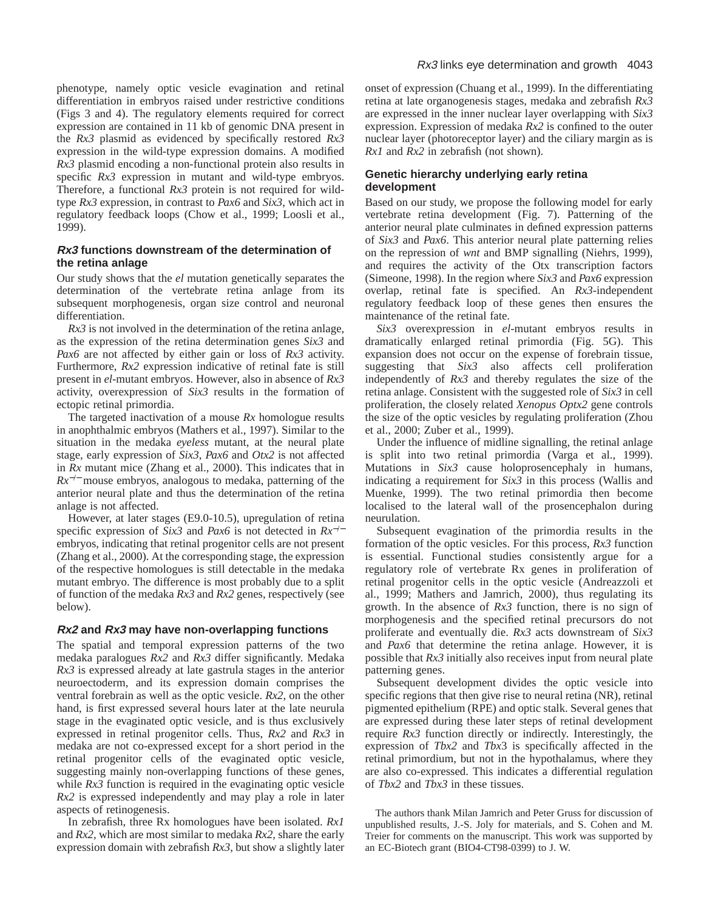phenotype, namely optic vesicle evagination and retinal differentiation in embryos raised under restrictive conditions (Figs 3 and 4). The regulatory elements required for correct expression are contained in 11 kb of genomic DNA present in the *Rx3* plasmid as evidenced by specifically restored *Rx3* expression in the wild-type expression domains. A modified *Rx3* plasmid encoding a non-functional protein also results in specific *Rx3* expression in mutant and wild-type embryos. Therefore, a functional *Rx3* protein is not required for wild-type *Rx3* expression, in contrast to *Pax6* and *Six3*, which act in regulatory feedback loops (Chow et al., 1999; Loosli et al., 1999).

### *Rx3* functions downstream of the determination of the retina anlage

Our study shows that the *el* mutation genetically separates the determination of the vertebrate retina anlage from its subsequent morphogenesis, organ size control and neuronal differentiation.

*Rx3* is not involved in the determination of the retina anlage, as the expression of the retina determination genes *Six3* and *Pax6* are not affected by either gain or loss of *Rx3* activity. Furthermore, *Rx2* expression indicative of retinal fate is still present in *el*-mutant embryos. However, also in absence of *Rx3* activity, overexpression of *Six3* results in the formation of ectopic retinal primordia.

The targeted inactivation of a mouse *Rx* homologue results in anophthalmic embryos (Mathers et al., 1997). Similar to the situation in the medaka *eyeless* mutant, at the neural plate stage, early expression of *Six3*, *Pax6* and *Otx2* is not affected in *Rx* mutant mice (Zhang et al., 2000). This indicates that in $Rx^{-/-}$ mouse embryos, analogous to medaka, patterning of the anterior neural plate and thus the determination of the retina anlage is not affected.

However, at later stages (E9.0-10.5), upregulation of retina specific expression of *Six3* and *Pax6* is not detected in $Rx^{-/-}$ embryos, indicating that retinal progenitor cells are not present (Zhang et al., 2000). At the corresponding stage, the expression of the respective homologues is still detectable in the medaka mutant embryo. The difference is most probably due to a split of function of the medaka *Rx3* and *Rx2* genes, respectively (see below).

### *Rx2* and *Rx3* may have non-overlapping functions

The spatial and temporal expression patterns of the two medaka paralogues *Rx2* and *Rx3* differ significantly. Medaka *Rx3* is expressed already at late gastrula stages in the anterior neuroectoderm, and its expression domain comprises the ventral forebrain as well as the optic vesicle. *Rx2*, on the other hand, is first expressed several hours later at the late neurula stage in the evaginated optic vesicle, and is thus exclusively expressed in retinal progenitor cells. Thus, *Rx2* and *Rx3* in medaka are not co-expressed except for a short period in the retinal progenitor cells of the evaginated optic vesicle, suggesting mainly non-overlapping functions of these genes, while *Rx3* function is required in the evaginating optic vesicle *Rx2* is expressed independently and may play a role in later aspects of retinogenesis.

In zebrafish, three Rx homologues have been isolated. *Rx1* and *Rx2*, which are most similar to medaka *Rx2*, share the early expression domain with zebrafish *Rx3*, but show a slightly later onset of expression (Chuang et al., 1999). In the differentiating retina at late organogenesis stages, medaka and zebrafish *Rx3* are expressed in the inner nuclear layer overlapping with *Six3* expression. Expression of medaka *Rx2* is confined to the outer nuclear layer (photoreceptor layer) and the ciliary margin as is *Rx1* and *Rx2* in zebrafish (not shown).

### Genetic hierarchy underlying early retina development

Based on our study, we propose the following model for early vertebrate retina development (Fig. 7). Patterning of the anterior neural plate culminates in defined expression patterns of *Six3* and *Pax6*. This anterior neural plate patterning relies on the repression of *wnt* and BMP signalling (Niehrs, 1999), and requires the activity of the Otx transcription factors (Simeone, 1998). In the region where *Six3* and *Pax6* expression overlap, retinal fate is specified. An *Rx3*-independent regulatory feedback loop of these genes then ensures the maintenance of the retinal fate.

*Six3* overexpression in *el*-mutant embryos results in dramatically enlarged retinal primordia (Fig. 5G). This expansion does not occur on the expense of forebrain tissue, suggesting that *Six3* also affects cell proliferation independently of *Rx3* and thereby regulates the size of the retina anlage. Consistent with the suggested role of *Six3* in cell proliferation, the closely related *Xenopus Optx2* gene controls the size of the optic vesicles by regulating proliferation (Zhou et al., 2000; Zuber et al., 1999).

Under the influence of midline signalling, the retinal anlage is split into two retinal primordia (Varga et al., 1999). Mutations in *Six3* cause holoprosencephaly in humans, indicating a requirement for *Six3* in this process (Wallis and Muenke, 1999). The two retinal primordia then become localised to the lateral wall of the prosencephalon during neurulation.

Subsequent evagination of the primordia results in the formation of the optic vesicles. For this process, *Rx3* function is essential. Functional studies consistently argue for a regulatory role of vertebrate Rx genes in proliferation of retinal progenitor cells in the optic vesicle (Andreazzoli et al., 1999; Mathers and Jamrich, 2000), thus regulating its growth. In the absence of *Rx3* function, there is no sign of morphogenesis and the specified retinal precursors do not proliferate and eventually die. *Rx3* acts downstream of *Six3* and *Pax6* that determine the retina anlage. However, it is possible that *Rx3* initially also receives input from neural plate patterning genes.

Subsequent development divides the optic vesicle into specific regions that then give rise to neural retina (NR), retinal pigmented epithelium (RPE) and optic stalk. Several genes that are expressed during these later steps of retinal development require *Rx3* function directly or indirectly. Interestingly, the expression of *Tbx2* and *Tbx3* is specifically affected in the retinal primordium, but not in the hypothalamus, where they are also co-expressed. This indicates a differential regulation of *Tbx2* and *Tbx3* in these tissues.

The authors thank Milan Jamrich and Peter Gruss for discussion of unpublished results, J.-S. Joly for materials, and S. Cohen and M. Treier for comments on the manuscript. This work was supported by an EC-Biotech grant (BIO4-CT98-0399) to J. W.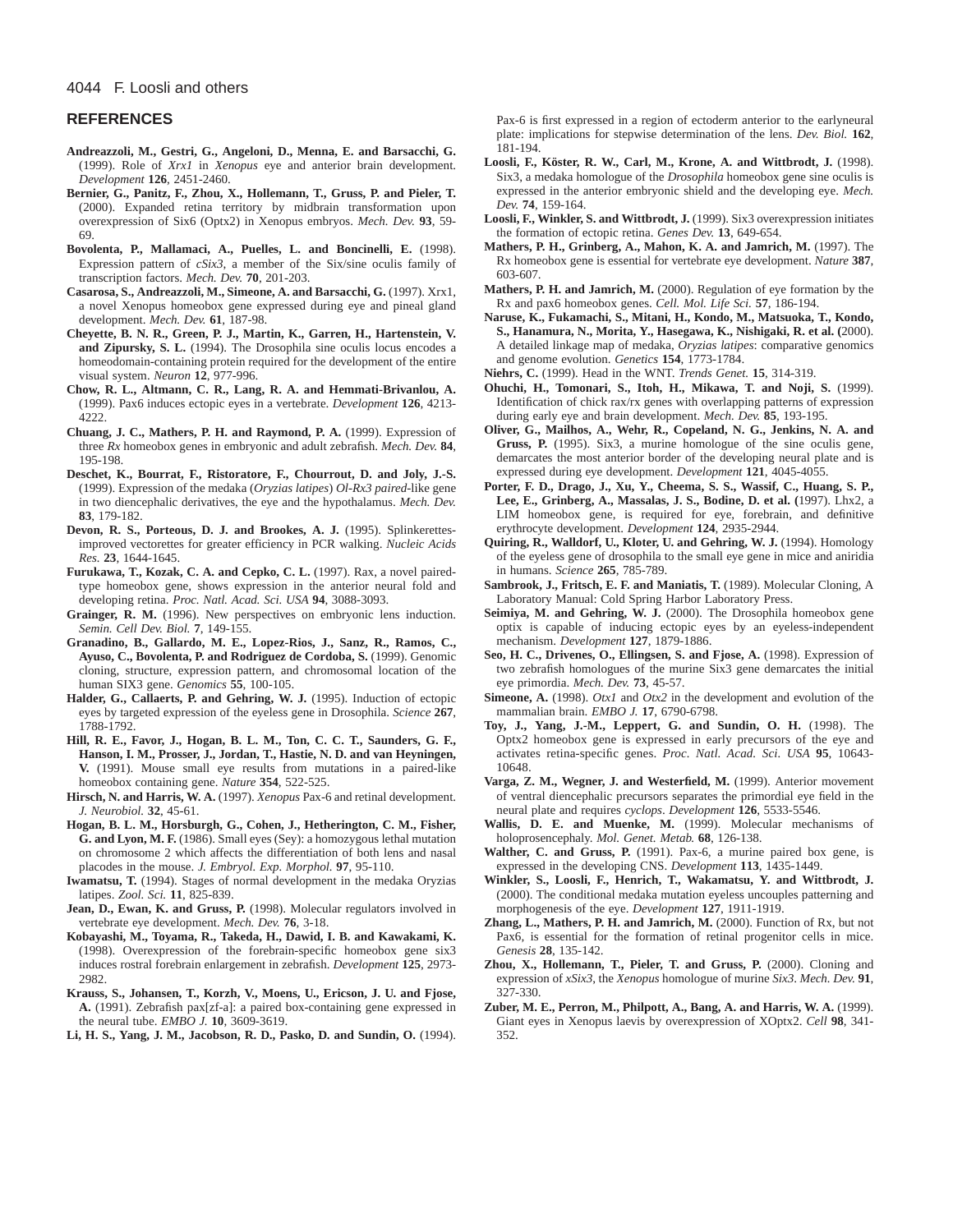## REFERENCES

**Andreazzoli, M., Gestri, G., Angeloni, D., Menna, E. and Barsacchi, G.** (1999). Role of *Xrx1* in *Xenopus* eye and anterior brain development. *Development* **126**, 2451-2460.

**Bernier, G., Panitz, F., Zhou, X., Hollemann, T., Gruss, P. and Pieler, T.** (2000). Expanded retina territory by midbrain transformation upon overexpression of Six6 (Optx2) in Xenopus embryos. *Mech. Dev.* **93**, 59-69.

**Bovolenta, P., Mallamaci, A., Puelles, L. and Boncinelli, E.** (1998). Expression pattern of *cSix3*, a member of the Six/sine oculis family of transcription factors. *Mech. Dev.* **70**, 201-203.

**Casarosa, S., Andreazzoli, M., Simeone, A. and Barsacchi, G.** (1997). Xrx1, a novel Xenopus homeobox gene expressed during eye and pineal gland development. *Mech. Dev.* **61**, 187-98.

**Cheyette, B. N. R., Green, P. J., Martin, K., Garren, H., Hartenstein, V. and Zipursky, S. L.** (1994). The Drosophila sine oculis locus encodes a homeodomain-containing protein required for the development of the entire visual system. *Neuron* **12**, 977-996.

**Chow, R. L., Altmann, C. R., Lang, R. A. and Hemmati-Brivanlou, A.** (1999). Pax6 induces ectopic eyes in a vertebrate. *Development* **126**, 4213-4222.

**Chuang, J. C., Mathers, P. H. and Raymond, P. A.** (1999). Expression of three *Rx* homeobox genes in embryonic and adult zebrafish. *Mech. Dev.* **84**, 195-198.

**Deschet, K., Bourrat, F., Ristoratore, F., Chourrout, D. and Joly, J.-S.** (1999). Expression of the medaka (*Oryzias latipes*) *Ol-Rx3 paired*-like gene in two diencephalic derivatives, the eye and the hypothalamus. *Mech. Dev.* **83**, 179-182.

**Devon, R. S., Porteous, D. J. and Brookes, A. J.** (1995). Splinkerettes-improved vectorettes for greater efficiency in PCR walking. *Nucleic Acids Res.* **23**, 1644-1645.

**Furukawa, T., Kozak, C. A. and Cepko, C. L.** (1997). Rax, a novel paired-type homeobox gene, shows expression in the anterior neural fold and developing retina. *Proc. Natl. Acad. Sci. USA* **94**, 3088-3093.

**Grainger, R. M.** (1996). New perspectives on embryonic lens induction. *Semin. Cell Dev. Biol.* **7**, 149-155.

**Granadino, B., Gallardo, M. E., Lopez-Rios, J., Sanz, R., Ramos, C., Ayuso, C., Bovolenta, P. and Rodriguez de Cordoba, S.** (1999). Genomic cloning, structure, expression pattern, and chromosomal location of the human SIX3 gene. *Genomics* **55**, 100-105.

**Halder, G., Callaerts, P. and Gehring, W. J.** (1995). Induction of ectopic eyes by targeted expression of the eyeless gene in Drosophila. *Science* **267**, 1788-1792.

**Hill, R. E., Favor, J., Hogan, B. L. M., Ton, C. C. T., Saunders, G. F., Hanson, I. M., Prosser, J., Jordan, T., Hastie, N. D. and van Heyningen, V.** (1991). Mouse small eye results from mutations in a paired-like homeobox containing gene. *Nature* **354**, 522-525.

**Hirsch, N. and Harris, W. A.** (1997). *Xenopus* Pax-6 and retinal development. *J. Neurobiol.* **32**, 45-61.

**Hogan, B. L. M., Horsburgh, G., Cohen, J., Hetherington, C. M., Fisher, G. and Lyon, M. F.** (1986). Small eyes (Sey): a homozygous lethal mutation on chromosome 2 which affects the differentiation of both lens and nasal placodes in the mouse. *J. Embryol. Exp. Morphol.* **97**, 95-110.

**Iwamatsu, T.** (1994). Stages of normal development in the medaka Oryzias latipes. *Zool. Sci.* **11**, 825-839.

**Jean, D., Ewan, K. and Gruss, P.** (1998). Molecular regulators involved in vertebrate eye development. *Mech. Dev.* **76**, 3-18.

**Kobayashi, M., Toyama, R., Takeda, H., Dawid, I. B. and Kawakami, K.** (1998). Overexpression of the forebrain-specific homeobox gene six3 induces rostral forebrain enlargement in zebrafish. *Development* **125**, 2973-2982.

**Krauss, S., Johansen, T., Korzh, V., Moens, U., Ericson, J. U. and Fjose, A.** (1991). Zebrafish pax[zf-a]: a paired box-containing gene expressed in the neural tube. *EMBO J.* **10**, 3609-3619.

**Li, H. S., Yang, J. M., Jacobson, R. D., Pasko, D. and Sundin, O.** (1994). Pax-6 is first expressed in a region of ectoderm anterior to the earlyneural plate: implications for stepwise determination of the lens. *Dev. Biol.* **162**, 181-194.

**Loosli, F., Köster, R. W., Carl, M., Krone, A. and Wittbrodt, J.** (1998). Six3, a medaka homologue of the *Drosophila* homeobox gene sine oculis is expressed in the anterior embryonic shield and the developing eye. *Mech. Dev.* **74**, 159-164.

**Loosli, F., Winkler, S. and Wittbrodt, J.** (1999). Six3 overexpression initiates the formation of ectopic retina. *Genes Dev.* **13**, 649-654.

**Mathers, P. H., Grinberg, A., Mahon, K. A. and Jamrich, M.** (1997). The Rx homeobox gene is essential for vertebrate eye development. *Nature* **387**, 603-607.

**Mathers, P. H. and Jamrich, M.** (2000). Regulation of eye formation by the Rx and pax6 homeobox genes. *Cell. Mol. Life Sci.* **57**, 186-194.

**Naruse, K., Fukamachi, S., Mitani, H., Kondo, M., Matsuoka, T., Kondo, S., Hanamura, N., Morita, Y., Hasegawa, K., Nishigaki, R. et al. (**2000). A detailed linkage map of medaka, *Oryzias latipes*: comparative genomics and genome evolution. *Genetics* **154**, 1773-1784.

**Niehrs, C.** (1999). Head in the WNT. *Trends Genet.* **15**, 314-319.

**Ohuchi, H., Tomonari, S., Itoh, H., Mikawa, T. and Noji, S.** (1999). Identification of chick rax/rx genes with overlapping patterns of expression during early eye and brain development. *Mech. Dev.* **85**, 193-195.

**Oliver, G., Mailhos, A., Wehr, R., Copeland, N. G., Jenkins, N. A. and Gruss, P.** (1995). Six3, a murine homologue of the sine oculis gene, demarcates the most anterior border of the developing neural plate and is expressed during eye development. *Development* **121**, 4045-4055.

**Porter, F. D., Drago, J., Xu, Y., Cheema, S. S., Wassif, C., Huang, S. P., Lee, E., Grinberg, A., Massalas, J. S., Bodine, D. et al. (**1997). Lhx2, a LIM homeobox gene, is required for eye, forebrain, and definitive erythrocyte development. *Development* **124**, 2935-2944.

**Quiring, R., Walldorf, U., Kloter, U. and Gehring, W. J.** (1994). Homology of the eyeless gene of drosophila to the small eye gene in mice and aniridia in humans. *Science* **265**, 785-789.

**Sambrook, J., Fritsch, E. F. and Maniatis, T.** (1989). Molecular Cloning, A Laboratory Manual: Cold Spring Harbor Laboratory Press.

**Seimiya, M. and Gehring, W. J.** (2000). The Drosophila homeobox gene optix is capable of inducing ectopic eyes by an eyeless-independent mechanism. *Development* **127**, 1879-1886.

**Seo, H. C., Drivenes, O., Ellingsen, S. and Fjose, A.** (1998). Expression of two zebrafish homologues of the murine Six3 gene demarcates the initial eye primordia. *Mech. Dev.* **73**, 45-57.

**Simeone, A.** (1998). *Otx1* and *Otx2* in the development and evolution of the mammalian brain. *EMBO J.* **17**, 6790-6798.

**Toy, J., Yang, J.-M., Leppert, G. and Sundin, O. H.** (1998). The Optx2 homeobox gene is expressed in early precursors of the eye and activates retina-specific genes. *Proc. Natl. Acad. Sci. USA* **95**, 10643-10648.

**Varga, Z. M., Wegner, J. and Westerfield, M.** (1999). Anterior movement of ventral diencephalic precursors separates the primordial eye field in the neural plate and requires *cyclops*. *Development* **126**, 5533-5546.

**Wallis, D. E. and Muenke, M.** (1999). Molecular mechanisms of holoprosencephaly. *Mol. Genet. Metab.* **68**, 126-138.

**Walther, C. and Gruss, P.** (1991). Pax-6, a murine paired box gene, is expressed in the developing CNS. *Development* **113**, 1435-1449.

**Winkler, S., Loosli, F., Henrich, T., Wakamatsu, Y. and Wittbrodt, J.** (2000). The conditional medaka mutation eyeless uncouples patterning and morphogenesis of the eye. *Development* **127**, 1911-1919.

**Zhang, L., Mathers, P. H. and Jamrich, M.** (2000). Function of Rx, but not Pax6, is essential for the formation of retinal progenitor cells in mice. *Genesis* **28**, 135-142.

**Zhou, X., Hollemann, T., Pieler, T. and Gruss, P.** (2000). Cloning and expression of *xSix3*, the *Xenopus* homologue of murine *Six3*. *Mech. Dev.* **91**, 327-330.

**Zuber, M. E., Perron, M., Philpott, A., Bang, A. and Harris, W. A.** (1999). Giant eyes in Xenopus laevis by overexpression of XOptx2. *Cell* **98**, 341-352.